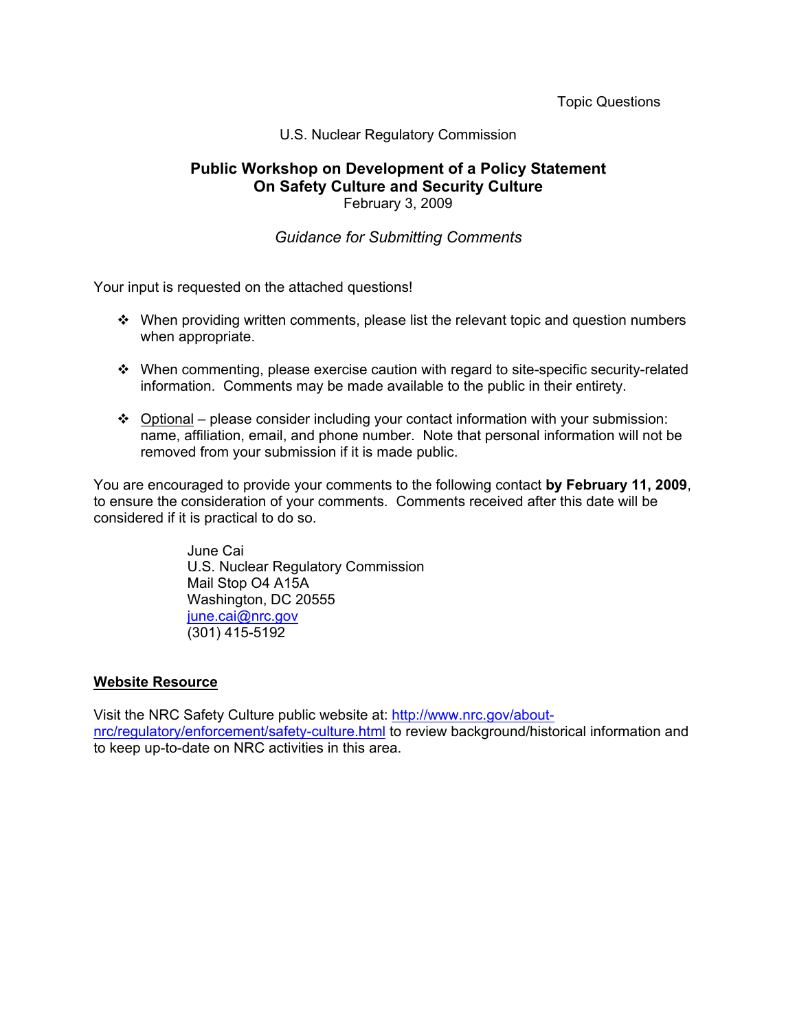Topic Questions

U.S. Nuclear Regulatory Commission

# Public Workshop on Development of a Policy Statement On Safety Culture and Security Culture

February 3, 2009

*Guidance for Submitting Comments*

Your input is requested on the attached questions!

- When providing written comments, please list the relevant topic and question numbers when appropriate.
- When commenting, please exercise caution with regard to site-specific security-related information. Comments may be made available to the public in their entirety.
- Optional – please consider including your contact information with your submission: name, affiliation, email, and phone number. Note that personal information will not be removed from your submission if it is made public.

You are encouraged to provide your comments to the following contact **by February 11, 2009**, to ensure the consideration of your comments. Comments received after this date will be considered if it is practical to do so.

June Cai
U.S. Nuclear Regulatory Commission
Mail Stop O4 A15A
Washington, DC 20555
june.cai@nrc.gov
(301) 415-5192

## Website Resource

Visit the NRC Safety Culture public website at: http://www.nrc.gov/about-nrc/regulatory/enforcement/safety-culture.html to review background/historical information and to keep up-to-date on NRC activities in this area.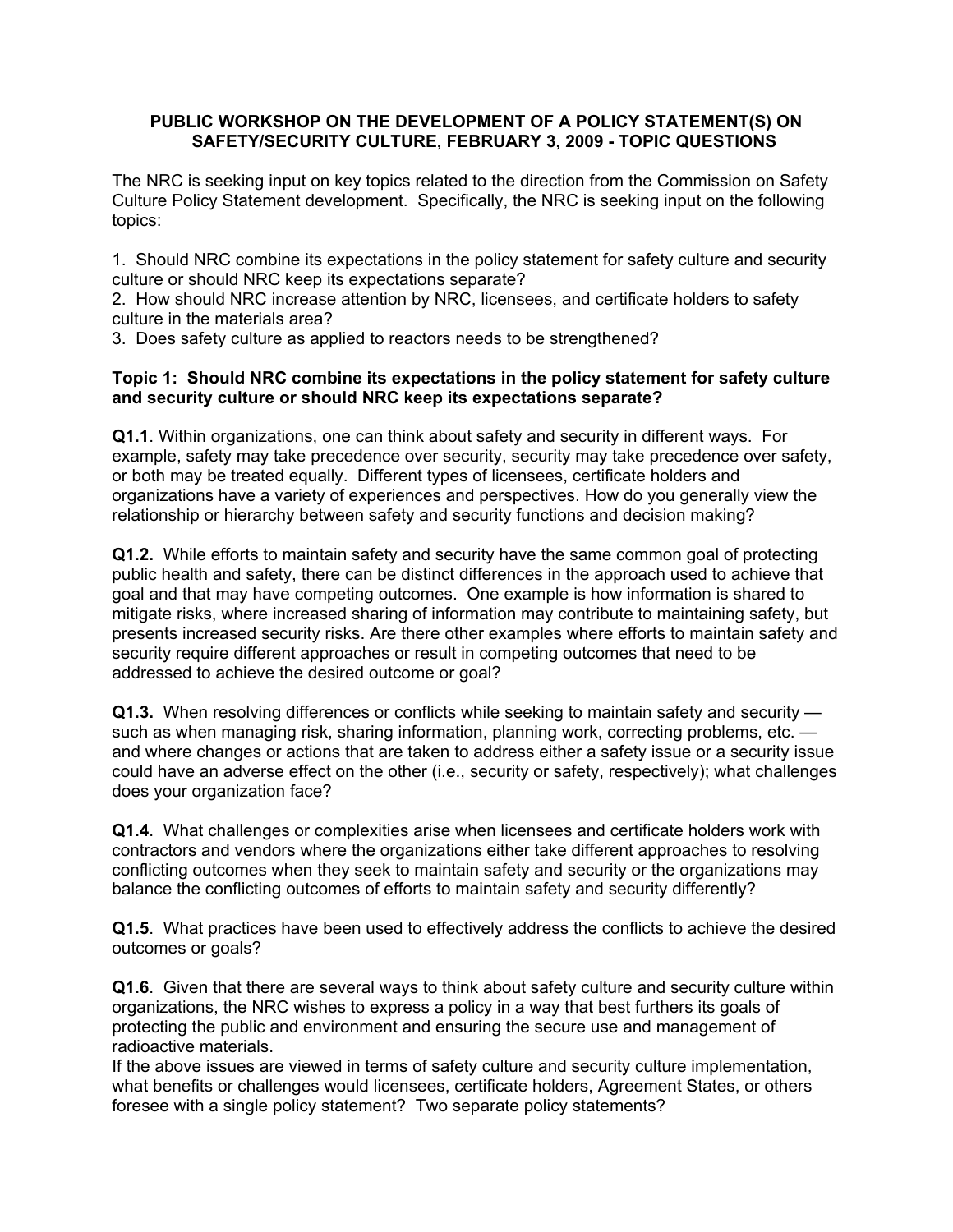**PUBLIC WORKSHOP ON THE DEVELOPMENT OF A POLICY STATEMENT(S) ON SAFETY/SECURITY CULTURE, FEBRUARY 3, 2009 - TOPIC QUESTIONS**

The NRC is seeking input on key topics related to the direction from the Commission on Safety Culture Policy Statement development. Specifically, the NRC is seeking input on the following topics:

1. Should NRC combine its expectations in the policy statement for safety culture and security culture or should NRC keep its expectations separate?
2. How should NRC increase attention by NRC, licensees, and certificate holders to safety culture in the materials area?
3. Does safety culture as applied to reactors needs to be strengthened?

**Topic 1: Should NRC combine its expectations in the policy statement for safety culture and security culture or should NRC keep its expectations separate?**

**Q1.1**. Within organizations, one can think about safety and security in different ways. For example, safety may take precedence over security, security may take precedence over safety, or both may be treated equally. Different types of licensees, certificate holders and organizations have a variety of experiences and perspectives. How do you generally view the relationship or hierarchy between safety and security functions and decision making?

**Q1.2.** While efforts to maintain safety and security have the same common goal of protecting public health and safety, there can be distinct differences in the approach used to achieve that goal and that may have competing outcomes. One example is how information is shared to mitigate risks, where increased sharing of information may contribute to maintaining safety, but presents increased security risks. Are there other examples where efforts to maintain safety and security require different approaches or result in competing outcomes that need to be addressed to achieve the desired outcome or goal?

**Q1.3.** When resolving differences or conflicts while seeking to maintain safety and security — such as when managing risk, sharing information, planning work, correcting problems, etc. — and where changes or actions that are taken to address either a safety issue or a security issue could have an adverse effect on the other (i.e., security or safety, respectively); what challenges does your organization face?

**Q1.4**. What challenges or complexities arise when licensees and certificate holders work with contractors and vendors where the organizations either take different approaches to resolving conflicting outcomes when they seek to maintain safety and security or the organizations may balance the conflicting outcomes of efforts to maintain safety and security differently?

**Q1.5**. What practices have been used to effectively address the conflicts to achieve the desired outcomes or goals?

**Q1.6**. Given that there are several ways to think about safety culture and security culture within organizations, the NRC wishes to express a policy in a way that best furthers its goals of protecting the public and environment and ensuring the secure use and management of radioactive materials.
If the above issues are viewed in terms of safety culture and security culture implementation, what benefits or challenges would licensees, certificate holders, Agreement States, or others foresee with a single policy statement? Two separate policy statements?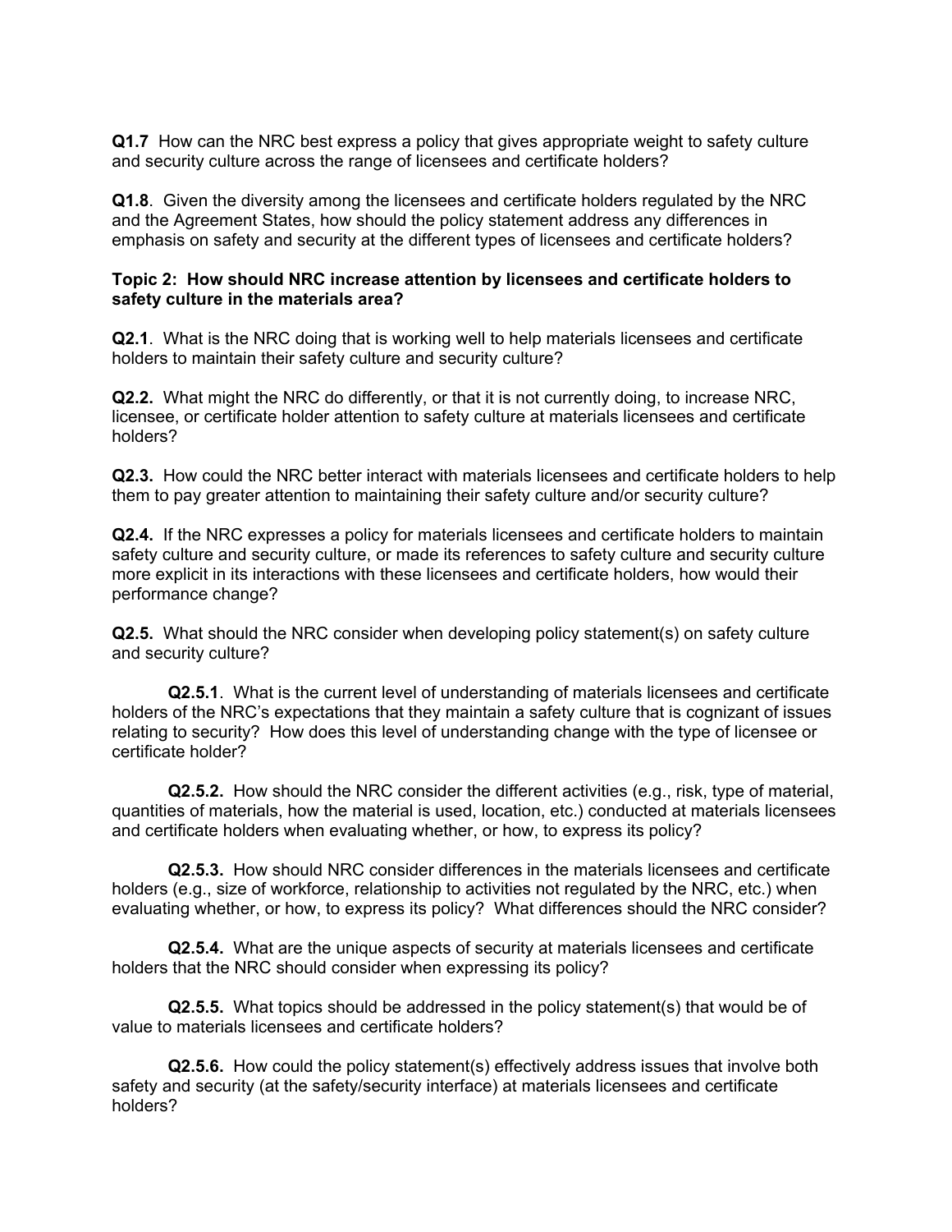**Q1.7** How can the NRC best express a policy that gives appropriate weight to safety culture and security culture across the range of licensees and certificate holders?

**Q1.8**. Given the diversity among the licensees and certificate holders regulated by the NRC and the Agreement States, how should the policy statement address any differences in emphasis on safety and security at the different types of licensees and certificate holders?

**Topic 2: How should NRC increase attention by licensees and certificate holders to safety culture in the materials area?**

**Q2.1**. What is the NRC doing that is working well to help materials licensees and certificate holders to maintain their safety culture and security culture?

**Q2.2.** What might the NRC do differently, or that it is not currently doing, to increase NRC, licensee, or certificate holder attention to safety culture at materials licensees and certificate holders?

**Q2.3.** How could the NRC better interact with materials licensees and certificate holders to help them to pay greater attention to maintaining their safety culture and/or security culture?

**Q2.4.** If the NRC expresses a policy for materials licensees and certificate holders to maintain safety culture and security culture, or made its references to safety culture and security culture more explicit in its interactions with these licensees and certificate holders, how would their performance change?

**Q2.5.** What should the NRC consider when developing policy statement(s) on safety culture and security culture?

**Q2.5.1**. What is the current level of understanding of materials licensees and certificate holders of the NRC's expectations that they maintain a safety culture that is cognizant of issues relating to security? How does this level of understanding change with the type of licensee or certificate holder?

**Q2.5.2.** How should the NRC consider the different activities (e.g., risk, type of material, quantities of materials, how the material is used, location, etc.) conducted at materials licensees and certificate holders when evaluating whether, or how, to express its policy?

**Q2.5.3.** How should NRC consider differences in the materials licensees and certificate holders (e.g., size of workforce, relationship to activities not regulated by the NRC, etc.) when evaluating whether, or how, to express its policy? What differences should the NRC consider?

**Q2.5.4.** What are the unique aspects of security at materials licensees and certificate holders that the NRC should consider when expressing its policy?

**Q2.5.5.** What topics should be addressed in the policy statement(s) that would be of value to materials licensees and certificate holders?

**Q2.5.6.** How could the policy statement(s) effectively address issues that involve both safety and security (at the safety/security interface) at materials licensees and certificate holders?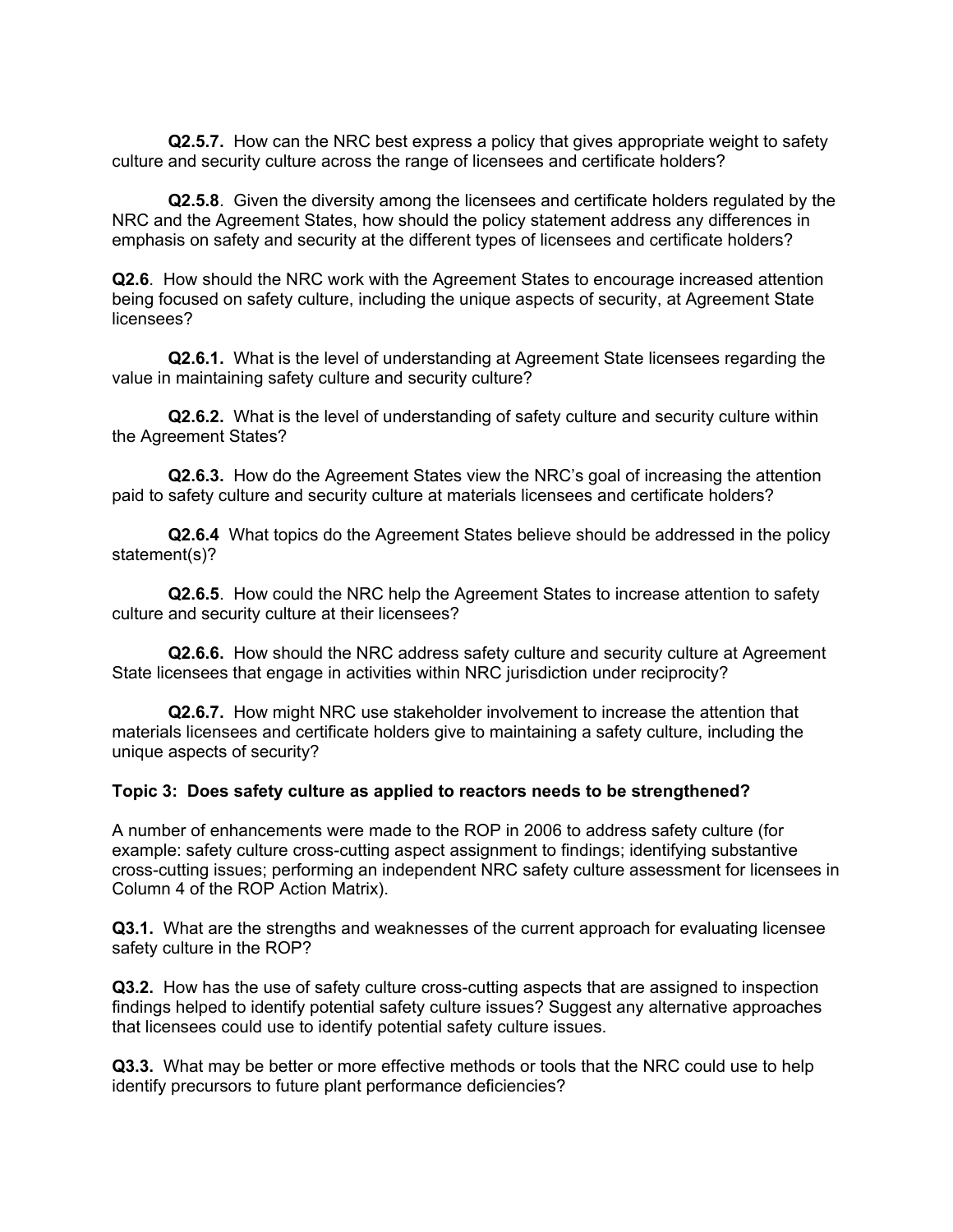**Q2.5.7.** How can the NRC best express a policy that gives appropriate weight to safety culture and security culture across the range of licensees and certificate holders?

**Q2.5.8**. Given the diversity among the licensees and certificate holders regulated by the NRC and the Agreement States, how should the policy statement address any differences in emphasis on safety and security at the different types of licensees and certificate holders?

**Q2.6**. How should the NRC work with the Agreement States to encourage increased attention being focused on safety culture, including the unique aspects of security, at Agreement State licensees?

**Q2.6.1.** What is the level of understanding at Agreement State licensees regarding the value in maintaining safety culture and security culture?

**Q2.6.2.** What is the level of understanding of safety culture and security culture within the Agreement States?

**Q2.6.3.** How do the Agreement States view the NRC's goal of increasing the attention paid to safety culture and security culture at materials licensees and certificate holders?

**Q2.6.4** What topics do the Agreement States believe should be addressed in the policy statement(s)?

**Q2.6.5**. How could the NRC help the Agreement States to increase attention to safety culture and security culture at their licensees?

**Q2.6.6.** How should the NRC address safety culture and security culture at Agreement State licensees that engage in activities within NRC jurisdiction under reciprocity?

**Q2.6.7.** How might NRC use stakeholder involvement to increase the attention that materials licensees and certificate holders give to maintaining a safety culture, including the unique aspects of security?

**Topic 3: Does safety culture as applied to reactors needs to be strengthened?**

A number of enhancements were made to the ROP in 2006 to address safety culture (for example: safety culture cross-cutting aspect assignment to findings; identifying substantive cross-cutting issues; performing an independent NRC safety culture assessment for licensees in Column 4 of the ROP Action Matrix).

**Q3.1.** What are the strengths and weaknesses of the current approach for evaluating licensee safety culture in the ROP?

**Q3.2.** How has the use of safety culture cross-cutting aspects that are assigned to inspection findings helped to identify potential safety culture issues? Suggest any alternative approaches that licensees could use to identify potential safety culture issues.

**Q3.3.** What may be better or more effective methods or tools that the NRC could use to help identify precursors to future plant performance deficiencies?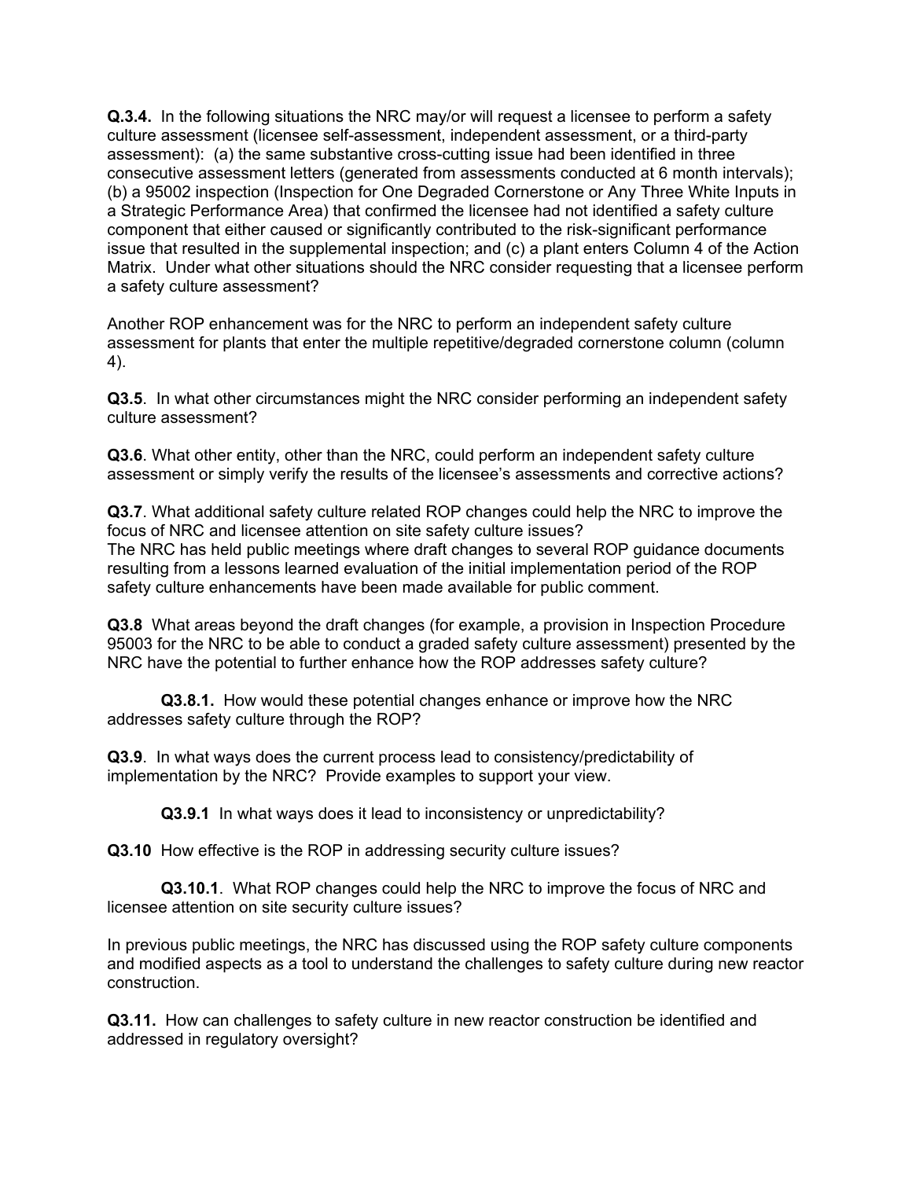**Q.3.4.** In the following situations the NRC may/or will request a licensee to perform a safety culture assessment (licensee self-assessment, independent assessment, or a third-party assessment): (a) the same substantive cross-cutting issue had been identified in three consecutive assessment letters (generated from assessments conducted at 6 month intervals); (b) a 95002 inspection (Inspection for One Degraded Cornerstone or Any Three White Inputs in a Strategic Performance Area) that confirmed the licensee had not identified a safety culture component that either caused or significantly contributed to the risk-significant performance issue that resulted in the supplemental inspection; and (c) a plant enters Column 4 of the Action Matrix. Under what other situations should the NRC consider requesting that a licensee perform a safety culture assessment?

Another ROP enhancement was for the NRC to perform an independent safety culture assessment for plants that enter the multiple repetitive/degraded cornerstone column (column 4).

**Q3.5**. In what other circumstances might the NRC consider performing an independent safety culture assessment?

**Q3.6**. What other entity, other than the NRC, could perform an independent safety culture assessment or simply verify the results of the licensee's assessments and corrective actions?

**Q3.7**. What additional safety culture related ROP changes could help the NRC to improve the focus of NRC and licensee attention on site safety culture issues?
The NRC has held public meetings where draft changes to several ROP guidance documents resulting from a lessons learned evaluation of the initial implementation period of the ROP safety culture enhancements have been made available for public comment.

**Q3.8** What areas beyond the draft changes (for example, a provision in Inspection Procedure 95003 for the NRC to be able to conduct a graded safety culture assessment) presented by the NRC have the potential to further enhance how the ROP addresses safety culture?

**Q3.8.1.** How would these potential changes enhance or improve how the NRC addresses safety culture through the ROP?

**Q3.9**. In what ways does the current process lead to consistency/predictability of implementation by the NRC? Provide examples to support your view.

**Q3.9.1** In what ways does it lead to inconsistency or unpredictability?

**Q3.10** How effective is the ROP in addressing security culture issues?

**Q3.10.1**. What ROP changes could help the NRC to improve the focus of NRC and licensee attention on site security culture issues?

In previous public meetings, the NRC has discussed using the ROP safety culture components and modified aspects as a tool to understand the challenges to safety culture during new reactor construction.

**Q3.11.** How can challenges to safety culture in new reactor construction be identified and addressed in regulatory oversight?